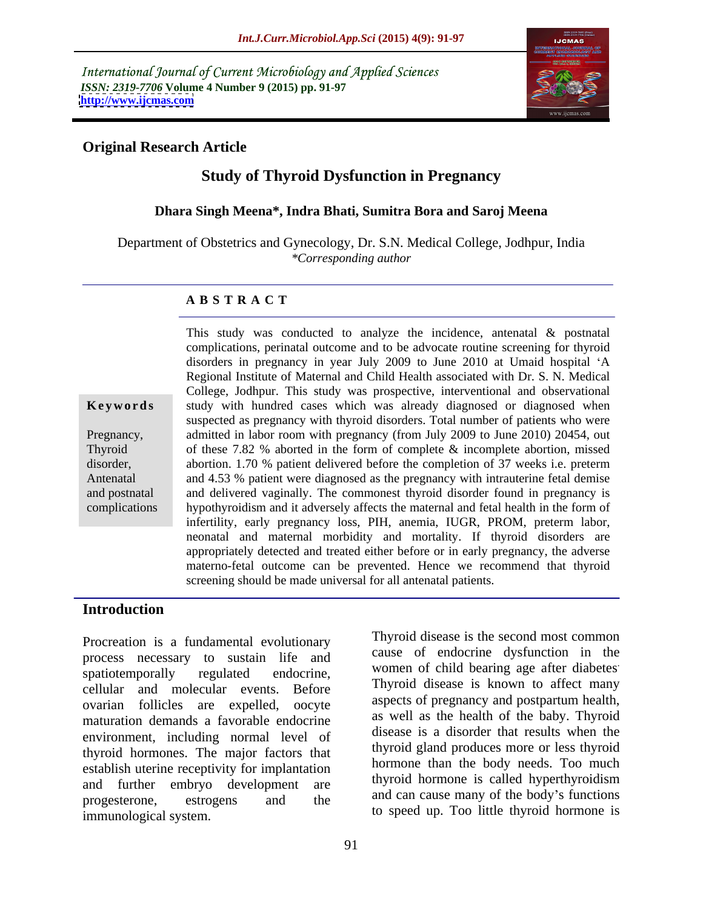International Journal of Current Microbiology and Applied Sciences
*ISSN: 2319-7706* **Volume 4 Number 9 (2015) pp. 91-97**
**http://www.ijcmas.com**

**Original Research Article**

# Study of Thyroid Dysfunction in Pregnancy

**Dhara Singh Meena*, Indra Bhati, Sumitra Bora and Saroj Meena**

Department of Obstetrics and Gynecology, Dr. S.N. Medical College, Jodhpur, India
*\*Corresponding author*

## A B S T R A C T

**Keywords**

Pregnancy, Thyroid disorder, Antenatal and postnatal complications

This study was conducted to analyze the incidence, antenatal & postnatal complications, perinatal outcome and to be advocate routine screening for thyroid disorders in pregnancy in year July 2009 to June 2010 at Umaid hospital 'A Regional Institute of Maternal and Child Health associated with Dr. S. N. Medical College, Jodhpur. This study was prospective, interventional and observational study with hundred cases which was already diagnosed or diagnosed when suspected as pregnancy with thyroid disorders. Total number of patients who were admitted in labor room with pregnancy (from July 2009 to June 2010) 20454, out of these 7.82 % aborted in the form of complete & incomplete abortion, missed abortion. 1.70 % patient delivered before the completion of 37 weeks i.e. preterm and 4.53 % patient were diagnosed as the pregnancy with intrauterine fetal demise and delivered vaginally. The commonest thyroid disorder found in pregnancy is hypothyroidism and it adversely affects the maternal and fetal health in the form of infertility, early pregnancy loss, PIH, anemia, IUGR, PROM, preterm labor, neonatal and maternal morbidity and mortality. If thyroid disorders are appropriately detected and treated either before or in early pregnancy, the adverse materno-fetal outcome can be prevented. Hence we recommend that thyroid screening should be made universal for all antenatal patients.

## Introduction

Procreation is a fundamental evolutionary process necessary to sustain life and spatiotemporally regulated endocrine, cellular and molecular events. Before ovarian follicles are expelled, oocyte maturation demands a favorable endocrine environment, including normal level of thyroid hormones. The major factors that establish uterine receptivity for implantation and further embryo development are progesterone, estrogens and the immunological system.

Thyroid disease is the second most common cause of endocrine dysfunction in the women of child bearing age after diabetes. Thyroid disease is known to affect many aspects of pregnancy and postpartum health, as well as the health of the baby. Thyroid disease is a disorder that results when the thyroid gland produces more or less thyroid hormone than the body needs. Too much thyroid hormone is called hyperthyroidism and can cause many of the body's functions to speed up. Too little thyroid hormone is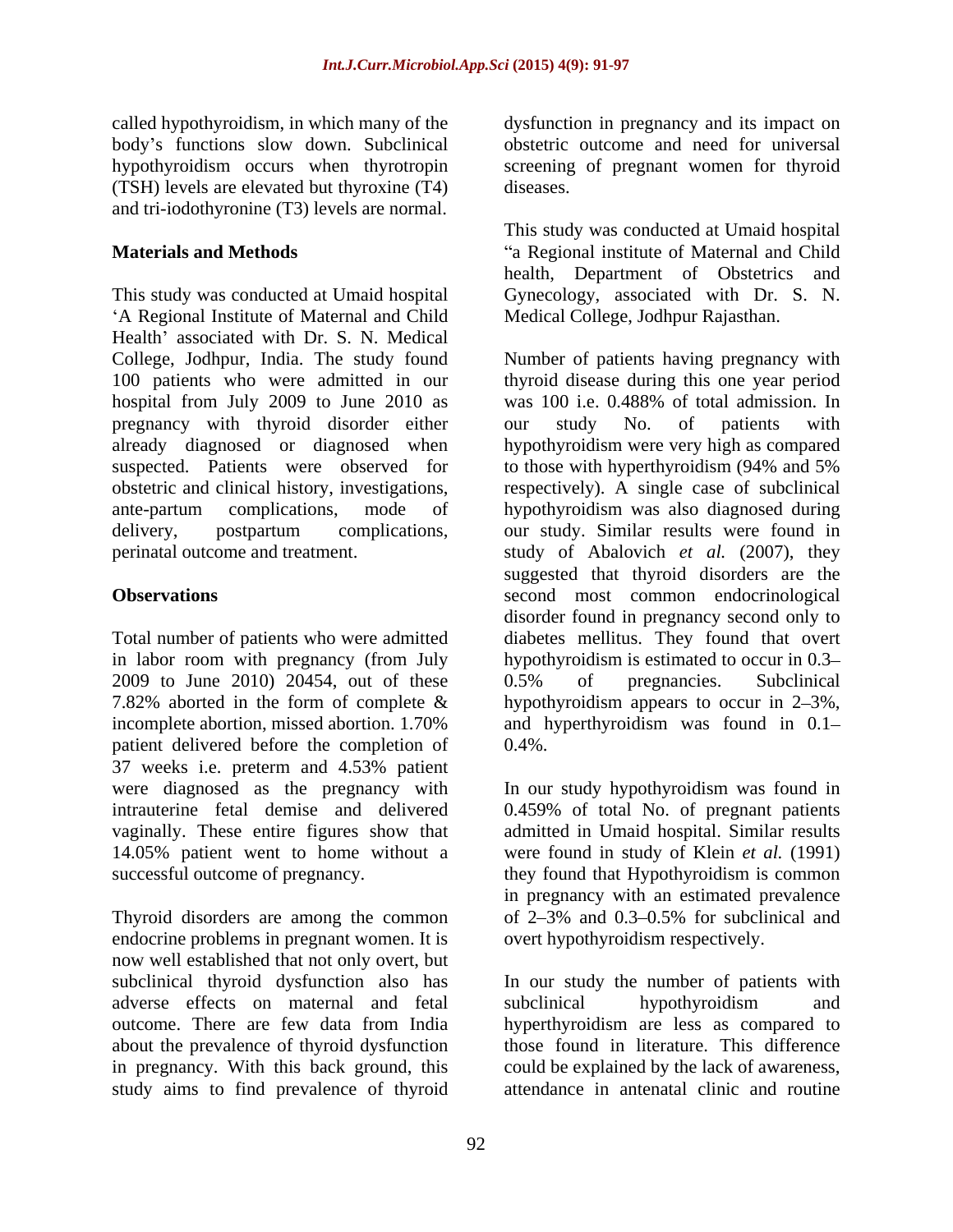called hypothyroidism, in which many of the body's functions slow down. Subclinical hypothyroidism occurs when thyrotropin (TSH) levels are elevated but thyroxine (T4) and tri-iodothyronine (T3) levels are normal.

## Materials and Methods

This study was conducted at Umaid hospital 'A Regional Institute of Maternal and Child Health' associated with Dr. S. N. Medical College, Jodhpur, India. The study found 100 patients who were admitted in our hospital from July 2009 to June 2010 as pregnancy with thyroid disorder either already diagnosed or diagnosed when suspected. Patients were observed for obstetric and clinical history, investigations, ante-partum complications, mode of delivery, postpartum complications, perinatal outcome and treatment.

## Observations

Total number of patients who were admitted in labor room with pregnancy (from July 2009 to June 2010) 20454, out of these 7.82% aborted in the form of complete & incomplete abortion, missed abortion. 1.70% patient delivered before the completion of 37 weeks i.e. preterm and 4.53% patient were diagnosed as the pregnancy with intrauterine fetal demise and delivered vaginally. These entire figures show that 14.05% patient went to home without a successful outcome of pregnancy.

Thyroid disorders are among the common endocrine problems in pregnant women. It is now well established that not only overt, but subclinical thyroid dysfunction also has adverse effects on maternal and fetal outcome. There are few data from India about the prevalence of thyroid dysfunction in pregnancy. With this back ground, this study aims to find prevalence of thyroid dysfunction in pregnancy and its impact on obstetric outcome and need for universal screening of pregnant women for thyroid diseases.

This study was conducted at Umaid hospital "a Regional institute of Maternal and Child health, Department of Obstetrics and Gynecology, associated with Dr. S. N. Medical College, Jodhpur Rajasthan.

Number of patients having pregnancy with thyroid disease during this one year period was 100 i.e. 0.488% of total admission. In our study No. of patients with hypothyroidism were very high as compared to those with hyperthyroidism (94% and 5% respectively). A single case of subclinical hypothyroidism was also diagnosed during our study. Similar results were found in study of Abalovich *et al.* (2007), they suggested that thyroid disorders are the second most common endocrinological disorder found in pregnancy second only to diabetes mellitus. They found that overt hypothyroidism is estimated to occur in 0.3–0.5% of pregnancies. Subclinical hypothyroidism appears to occur in 2–3%, and hyperthyroidism was found in 0.1–0.4%.

In our study hypothyroidism was found in 0.459% of total No. of pregnant patients admitted in Umaid hospital. Similar results were found in study of Klein *et al.* (1991) they found that Hypothyroidism is common in pregnancy with an estimated prevalence of 2–3% and 0.3–0.5% for subclinical and overt hypothyroidism respectively.

In our study the number of patients with subclinical hypothyroidism and hyperthyroidism are less as compared to those found in literature. This difference could be explained by the lack of awareness, attendance in antenatal clinic and routine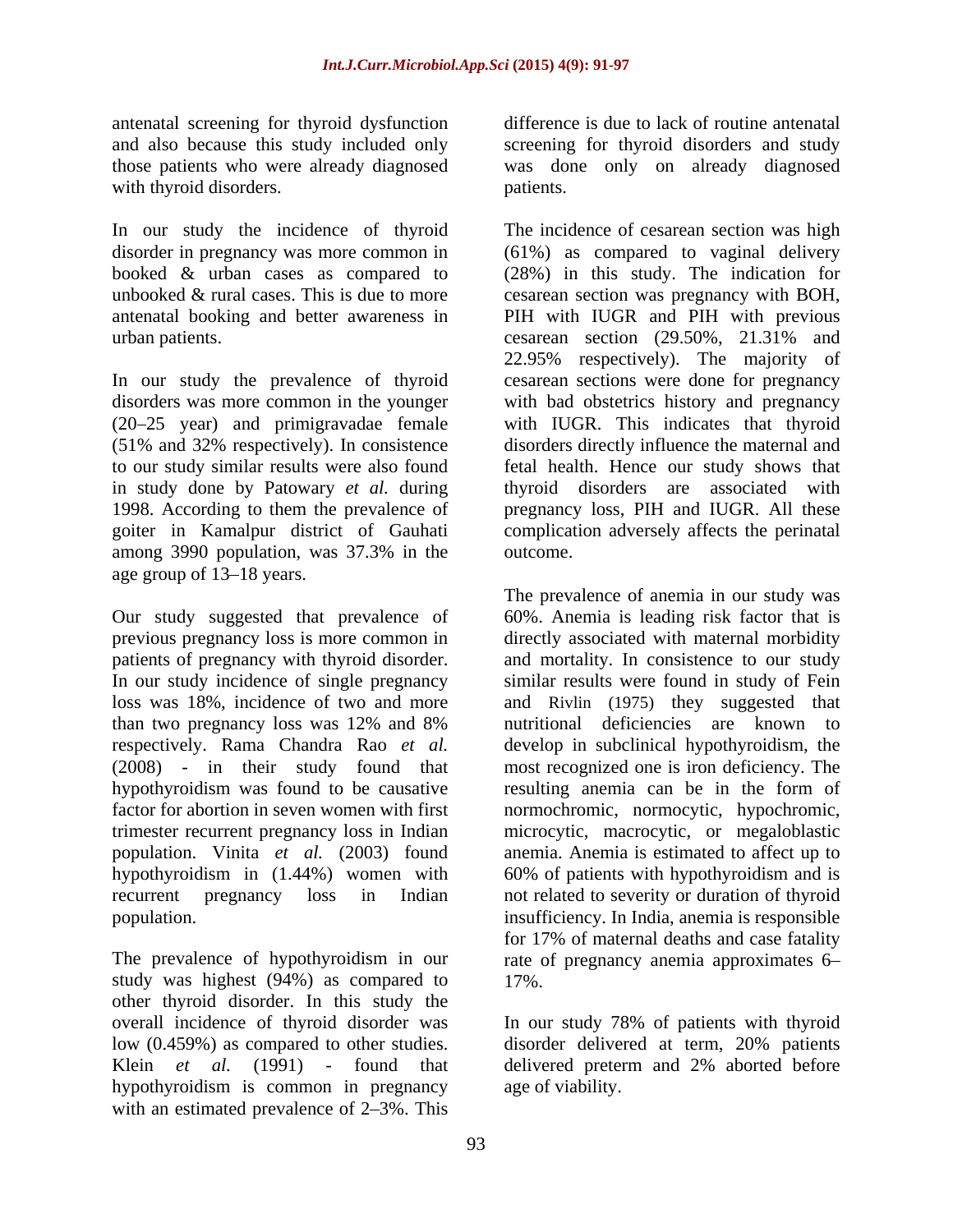antenatal screening for thyroid dysfunction and also because this study included only those patients who were already diagnosed with thyroid disorders.

In our study the incidence of thyroid disorder in pregnancy was more common in booked & urban cases as compared to unbooked & rural cases. This is due to more antenatal booking and better awareness in urban patients.

In our study the prevalence of thyroid disorders was more common in the younger (20–25 year) and primigravadae female (51% and 32% respectively). In consistence to our study similar results were also found in study done by Patowary *et al.* during 1998. According to them the prevalence of goiter in Kamalpur district of Gauhati among 3990 population, was 37.3% in the age group of 13–18 years.

Our study suggested that prevalence of previous pregnancy loss is more common in patients of pregnancy with thyroid disorder. In our study incidence of single pregnancy loss was 18%, incidence of two and more than two pregnancy loss was 12% and 8% respectively. Rama Chandra Rao *et al.* (2008) - in their study found that hypothyroidism was found to be causative factor for abortion in seven women with first trimester recurrent pregnancy loss in Indian population. Vinita *et al.* (2003) found hypothyroidism in (1.44%) women with recurrent pregnancy loss in Indian population.

The prevalence of hypothyroidism in our study was highest (94%) as compared to other thyroid disorder. In this study the overall incidence of thyroid disorder was low (0.459%) as compared to other studies. Klein *et al.* (1991) - found that hypothyroidism is common in pregnancy with an estimated prevalence of 2–3%. This difference is due to lack of routine antenatal screening for thyroid disorders and study was done only on already diagnosed patients.

The incidence of cesarean section was high (61%) as compared to vaginal delivery (28%) in this study. The indication for cesarean section was pregnancy with BOH, PIH with IUGR and PIH with previous cesarean section (29.50%, 21.31% and 22.95% respectively). The majority of cesarean sections were done for pregnancy with bad obstetrics history and pregnancy with IUGR. This indicates that thyroid disorders directly influence the maternal and fetal health. Hence our study shows that thyroid disorders are associated with pregnancy loss, PIH and IUGR. All these complication adversely affects the perinatal outcome.

The prevalence of anemia in our study was 60%. Anemia is leading risk factor that is directly associated with maternal morbidity and mortality. In consistence to our study similar results were found in study of Fein and Rivlin (1975) they suggested that nutritional deficiencies are known to develop in subclinical hypothyroidism, the most recognized one is iron deficiency. The resulting anemia can be in the form of normochromic, normocytic, hypochromic, microcytic, macrocytic, or megaloblastic anemia. Anemia is estimated to affect up to 60% of patients with hypothyroidism and is not related to severity or duration of thyroid insufficiency. In India, anemia is responsible for 17% of maternal deaths and case fatality rate of pregnancy anemia approximates 6–17%.

In our study 78% of patients with thyroid disorder delivered at term, 20% patients delivered preterm and 2% aborted before age of viability.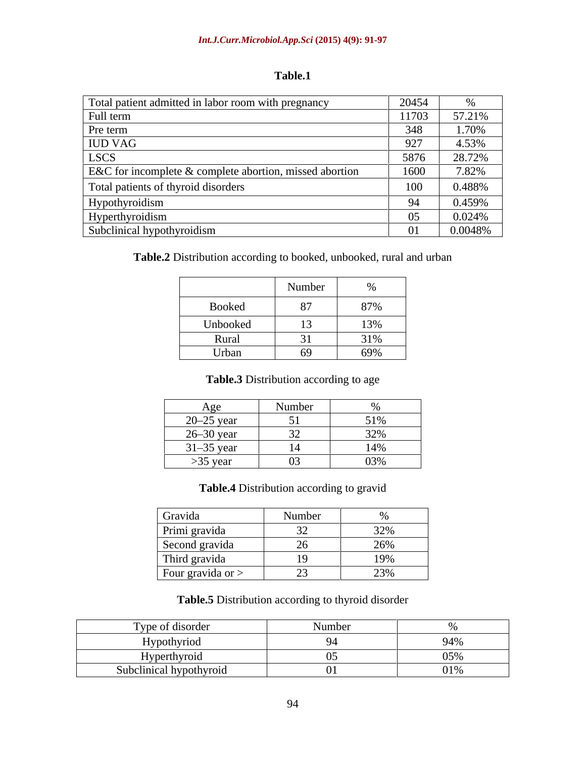**Table.1**

| Total patient admitted in labor room with pregnancy | 20454 | % |
|---|---|---|
| Full term | 11703 | 57.21% |
| Pre term | 348 | 1.70% |
| IUD VAG | 927 | 4.53% |
| LSCS | 5876 | 28.72% |
| E&C for incomplete & complete abortion, missed abortion | 1600 | 7.82% |
| Total patients of thyroid disorders | 100 | 0.488% |
| Hypothyroidism | 94 | 0.459% |
| Hyperthyroidism | 05 | 0.024% |
| Subclinical hypothyroidism | 01 | 0.0048% |

**Table.2** Distribution according to booked, unbooked, rural and urban

| | Number | % |
|---|---|---|
| Booked | 87 | 87% |
| Unbooked | 13 | 13% |
| Rural | 31 | 31% |
| Urban | 69 | 69% |

**Table.3** Distribution according to age

| Age | Number | % |
|---|---|---|
| 20–25 year | 51 | 51% |
| 26–30 year | 32 | 32% |
| 31–35 year | 14 | 14% |
| >35 year | 03 | 03% |

**Table.4** Distribution according to gravid

| Gravida | Number | % |
|---|---|---|
| Primi gravida | 32 | 32% |
| Second gravida | 26 | 26% |
| Third gravida | 19 | 19% |
| Four gravida or > | 23 | 23% |

**Table.5** Distribution according to thyroid disorder

| Type of disorder | Number | % |
|---|---|---|
| Hypothyriod | 94 | 94% |
| Hyperthyroid | 05 | 05% |
| Subclinical hypothyroid | 01 | 01% |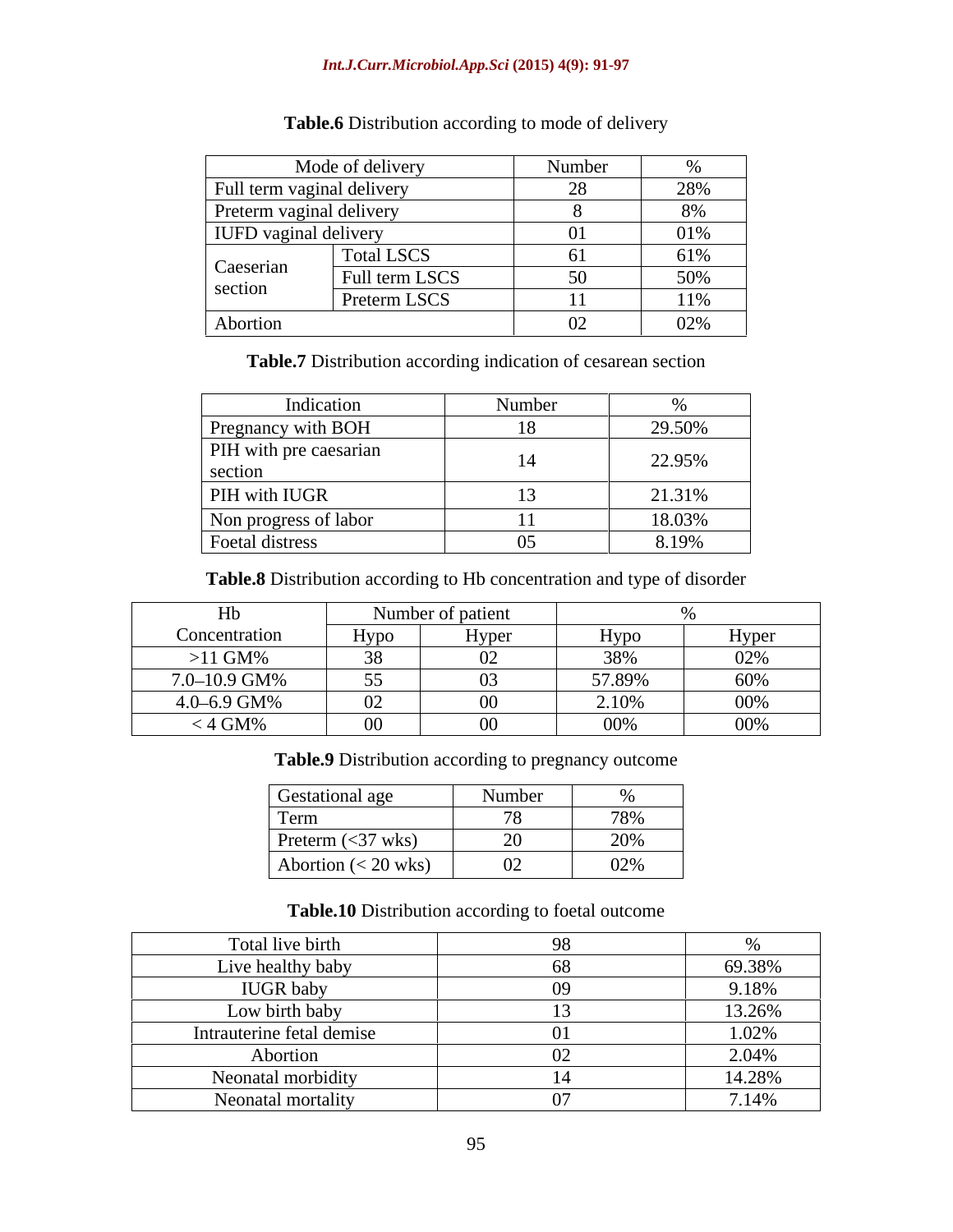**Table.6** Distribution according to mode of delivery

| Mode of delivery | | Number | % |
|---|---|---|---|
| Full term vaginal delivery | | 28 | 28% |
| Preterm vaginal delivery | | 8 | 8% |
| IUFD vaginal delivery | | 01 | 01% |
| Caeserian section | Total LSCS | 61 | 61% |
| | Full term LSCS | 50 | 50% |
| | Preterm LSCS | 11 | 11% |
| Abortion | | 02 | 02% |

**Table.7** Distribution according indication of cesarean section

| Indication | Number | % |
|---|---|---|
| Pregnancy with BOH | 18 | 29.50% |
| PIH with pre caesarian section | 14 | 22.95% |
| PIH with IUGR | 13 | 21.31% |
| Non progress of labor | 11 | 18.03% |
| Foetal distress | 05 | 8.19% |

**Table.8** Distribution according to Hb concentration and type of disorder

| Hb Concentration | Number of patient | | % | |
|---|---|---|---|---|
| | Hypo | Hyper | Hypo | Hyper |
| >11 GM% | 38 | 02 | 38% | 02% |
| 7.0–10.9 GM% | 55 | 03 | 57.89% | 60% |
| 4.0–6.9 GM% | 02 | 00 | 2.10% | 00% |
| < 4 GM% | 00 | 00 | 00% | 00% |

**Table.9** Distribution according to pregnancy outcome

| Gestational age | Number | % |
|---|---|---|
| Term | 78 | 78% |
| Preterm (<37 wks) | 20 | 20% |
| Abortion (< 20 wks) | 02 | 02% |

**Table.10** Distribution according to foetal outcome

| Total live birth | 98 | % |
|---|---|---|
| Live healthy baby | 68 | 69.38% |
| IUGR baby | 09 | 9.18% |
| Low birth baby | 13 | 13.26% |
| Intrauterine fetal demise | 01 | 1.02% |
| Abortion | 02 | 2.04% |
| Neonatal morbidity | 14 | 14.28% |
| Neonatal mortality | 07 | 7.14% |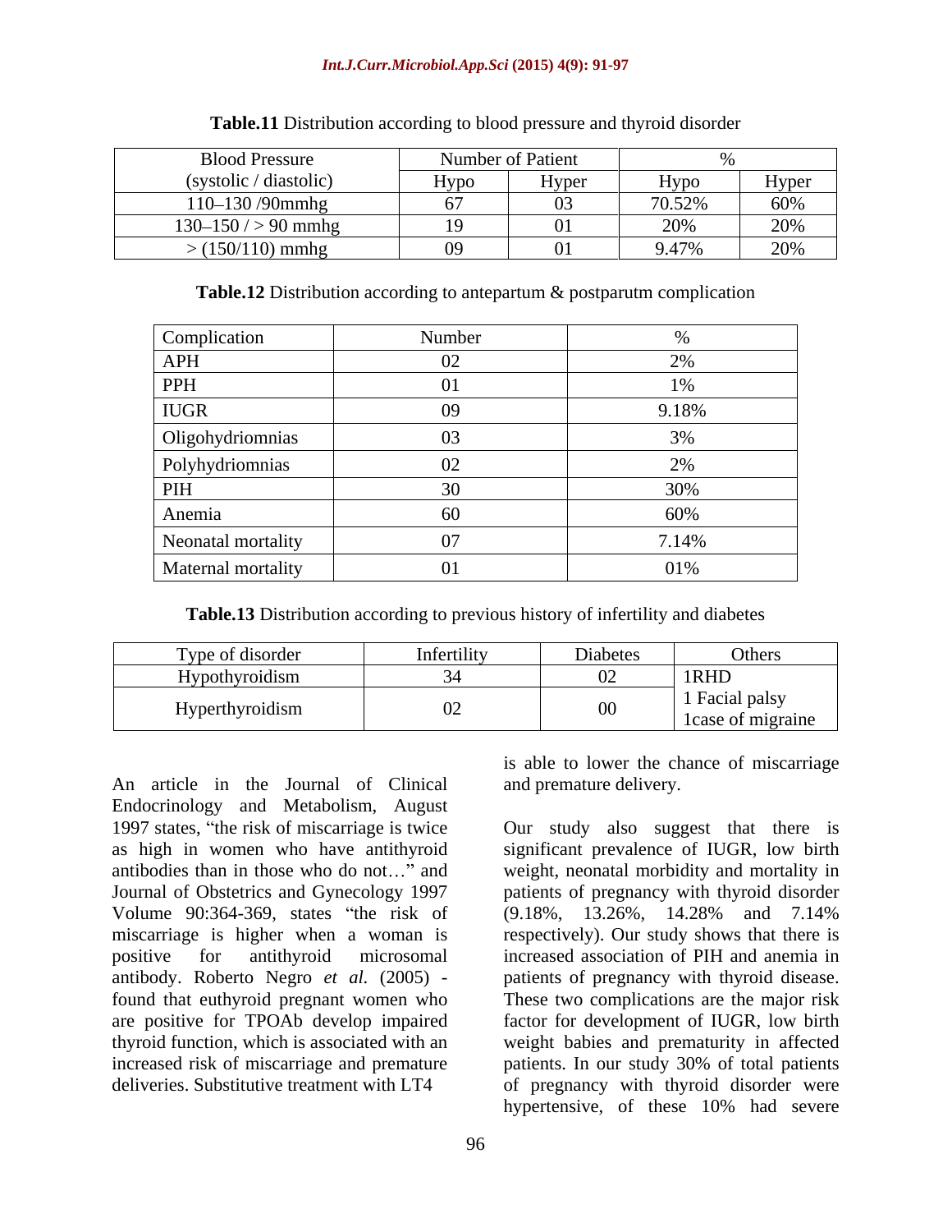**Table.11** Distribution according to blood pressure and thyroid disorder

| Blood Pressure | Number of Patient | | % | |
|---|---|---|---|---|
| (systolic / diastolic) | Hypo | Hyper | Hypo | Hyper |
| 110–130 /90mmhg | 67 | 03 | 70.52% | 60% |
| 130–150 / > 90 mmhg | 19 | 01 | 20% | 20% |
| > (150/110) mmhg | 09 | 01 | 9.47% | 20% |

**Table.12** Distribution according to antepartum & postparutm complication

| Complication | Number | % |
|---|---|---|
| APH | 02 | 2% |
| PPH | 01 | 1% |
| IUGR | 09 | 9.18% |
| Oligohydriomnias | 03 | 3% |
| Polyhydriomnias | 02 | 2% |
| PIH | 30 | 30% |
| Anemia | 60 | 60% |
| Neonatal mortality | 07 | 7.14% |
| Maternal mortality | 01 | 01% |

**Table.13** Distribution according to previous history of infertility and diabetes

| Type of disorder | Infertility | Diabetes | Others |
|---|---|---|---|
| Hypothyroidism | 34 | 02 | 1RHD |
| Hyperthyroidism | 02 | 00 | 1 Facial palsy<br>1case of migraine |

An article in the Journal of Clinical Endocrinology and Metabolism, August 1997 states, "the risk of miscarriage is twice as high in women who have antithyroid antibodies than in those who do not…" and Journal of Obstetrics and Gynecology 1997 Volume 90:364-369, states "the risk of miscarriage is higher when a woman is positive for antithyroid microsomal antibody. Roberto Negro *et al.* (2005) - found that euthyroid pregnant women who are positive for TPOAb develop impaired thyroid function, which is associated with an increased risk of miscarriage and premature deliveries. Substitutive treatment with LT4 is able to lower the chance of miscarriage and premature delivery.

Our study also suggest that there is significant prevalence of IUGR, low birth weight, neonatal morbidity and mortality in patients of pregnancy with thyroid disorder (9.18%, 13.26%, 14.28% and 7.14% respectively). Our study shows that there is increased association of PIH and anemia in patients of pregnancy with thyroid disease. These two complications are the major risk factor for development of IUGR, low birth weight babies and prematurity in affected patients. In our study 30% of total patients of pregnancy with thyroid disorder were hypertensive, of these 10% had severe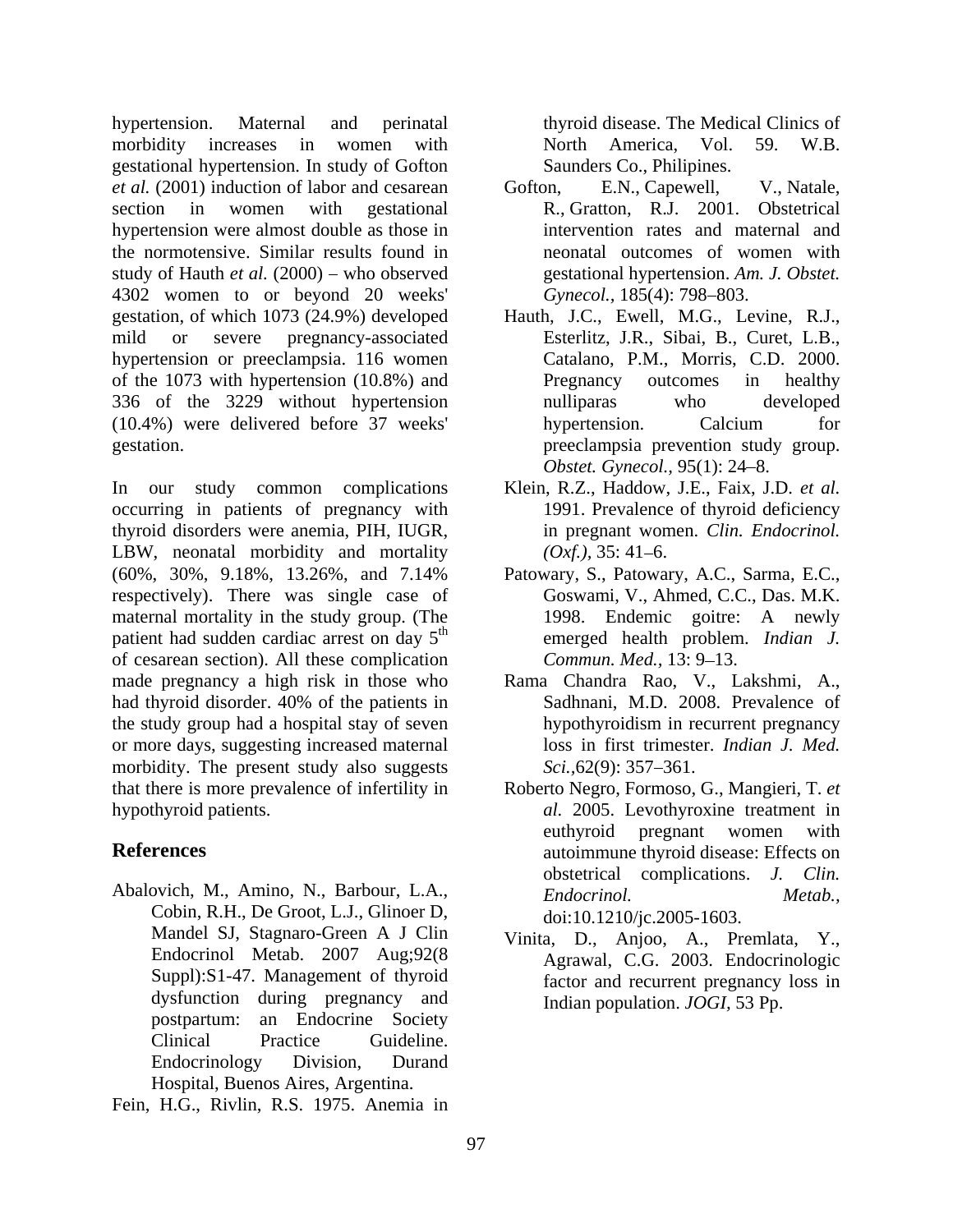hypertension. Maternal and perinatal morbidity increases in women with gestational hypertension. In study of Gofton *et al.* (2001) induction of labor and cesarean section in women with gestational hypertension were almost double as those in the normotensive. Similar results found in study of Hauth *et al.* (2000) – who observed 4302 women to or beyond 20 weeks' gestation, of which 1073 (24.9%) developed mild or severe pregnancy-associated hypertension or preeclampsia. 116 women of the 1073 with hypertension (10.8%) and 336 of the 3229 without hypertension (10.4%) were delivered before 37 weeks' gestation.

In our study common complications occurring in patients of pregnancy with thyroid disorders were anemia, PIH, IUGR, LBW, neonatal morbidity and mortality (60%, 30%, 9.18%, 13.26%, and 7.14% respectively). There was single case of maternal mortality in the study group. (The patient had sudden cardiac arrest on day 5th of cesarean section). All these complication made pregnancy a high risk in those who had thyroid disorder. 40% of the patients in the study group had a hospital stay of seven or more days, suggesting increased maternal morbidity. The present study also suggests that there is more prevalence of infertility in hypothyroid patients.

## References

Abalovich, M., Amino, N., Barbour, L.A., Cobin, R.H., De Groot, L.J., Glinoer D, Mandel SJ, Stagnaro-Green A J Clin Endocrinol Metab. 2007 Aug;92(8 Suppl):S1-47. Management of thyroid dysfunction during pregnancy and postpartum: an Endocrine Society Clinical Practice Guideline. Endocrinology Division, Durand Hospital, Buenos Aires, Argentina.

Fein, H.G., Rivlin, R.S. 1975. Anemia in thyroid disease. The Medical Clinics of North America, Vol. 59. W.B. Saunders Co., Philipines.

Gofton, E.N., Capewell, V., Natale, R., Gratton, R.J. 2001. Obstetrical intervention rates and maternal and neonatal outcomes of women with gestational hypertension. *Am. J. Obstet. Gynecol.,* 185(4): 798–803.

Hauth, J.C., Ewell, M.G., Levine, R.J., Esterlitz, J.R., Sibai, B., Curet, L.B., Catalano, P.M., Morris, C.D. 2000. Pregnancy outcomes in healthy nulliparas who developed hypertension. Calcium for preeclampsia prevention study group. *Obstet. Gynecol.,* 95(1): 24–8.

Klein, R.Z., Haddow, J.E., Faix, J.D. *et al.* 1991. Prevalence of thyroid deficiency in pregnant women. *Clin. Endocrinol. (Oxf.),* 35: 41–6.

Patowary, S., Patowary, A.C., Sarma, E.C., Goswami, V., Ahmed, C.C., Das. M.K. 1998. Endemic goitre: A newly emerged health problem. *Indian J. Commun. Med.,* 13: 9–13.

Rama Chandra Rao, V., Lakshmi, A., Sadhnani, M.D. 2008. Prevalence of hypothyroidism in recurrent pregnancy loss in first trimester. *Indian J. Med. Sci.,*62(9): 357–361.

Roberto Negro, Formoso, G., Mangieri, T. *et al.* 2005. Levothyroxine treatment in euthyroid pregnant women with autoimmune thyroid disease: Effects on obstetrical complications. *J. Clin. Endocrinol. Metab.,* doi:10.1210/jc.2005-1603.

Vinita, D., Anjoo, A., Premlata, Y., Agrawal, C.G. 2003. Endocrinologic factor and recurrent pregnancy loss in Indian population. *JOGI,* 53 Pp.